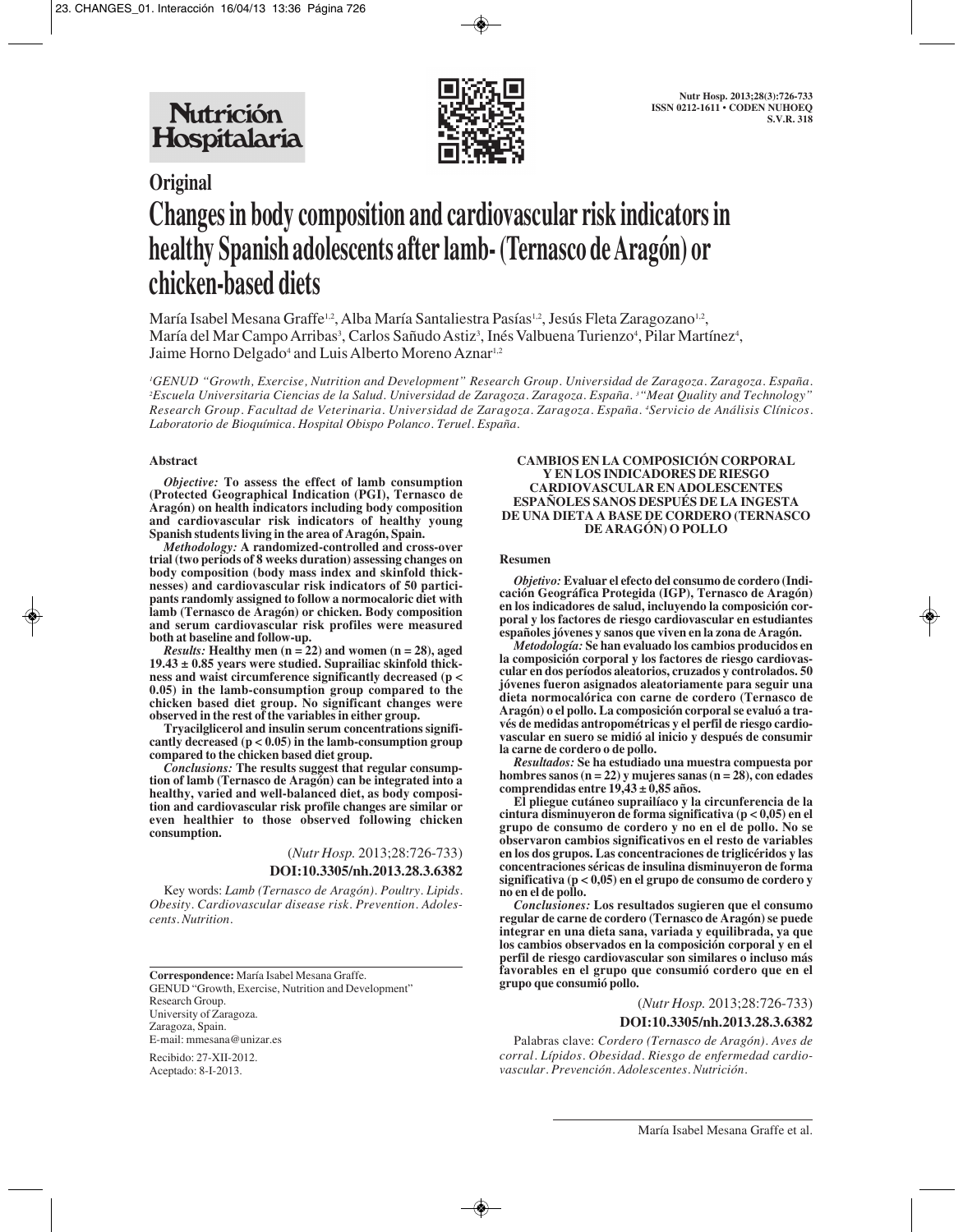**Original**

# Changes in body composition and cardiovascular risk indicators in healthy Spanish adolescents after lamb- (Ternasco de Aragón) or chicken-based diets

María Isabel Mesana Graffe[1,2], Alba María Santaliestra Pasías[1,2], Jesús Fleta Zaragozano[1,2], María del Mar Campo Arribas[3], Carlos Sañudo Astiz[3], Inés Valbuena Turienzo[4], Pilar Martínez[4], Jaime Horno Delgado[4] and Luis Alberto Moreno Aznar[1,2]

[1]GENUD "Growth, Exercise, Nutrition and Development" Research Group. Universidad de Zaragoza. Zaragoza. España. [2]Escuela Universitaria Ciencias de la Salud. Universidad de Zaragoza. Zaragoza. España. [3]"Meat Quality and Technology" Research Group. Facultad de Veterinaria. Universidad de Zaragoza. Zaragoza. España. [4]Servicio de Análisis Clínicos. Laboratorio de Bioquímica. Hospital Obispo Polanco. Teruel. España.

## Abstract

***Objective:*** **To assess the effect of lamb consumption (Protected Geographical Indication (PGI), Ternasco de Aragón) on health indicators including body composition and cardiovascular risk indicators of healthy young Spanish students living in the area of Aragón, Spain.**

***Methodology:*** **A randomized-controlled and cross-over trial (two periods of 8 weeks duration) assessing changes on body composition (body mass index and skinfold thicknesses) and cardiovascular risk indicators of 50 participants randomly assigned to follow a normocaloric diet with lamb (Ternasco de Aragón) or chicken. Body composition and serum cardiovascular risk profiles were measured both at baseline and follow-up.**

***Results:*** **Healthy men (n = 22) and women (n = 28), aged 19.43 ± 0.85 years were studied. Suprailiac skinfold thickness and waist circumference significantly decreased ($p < 0.05$) in the lamb-consumption group compared to the chicken based diet group. No significant changes were observed in the rest of the variables in either group.**

**Tryacilglicerol and insulin serum concentrations significantly decreased ($p < 0.05$) in the lamb-consumption group compared to the chicken based diet group.**

***Conclusions:*** **The results suggest that regular consumption of lamb (Ternasco de Aragón) can be integrated into a healthy, varied and well-balanced diet, as body composition and cardiovascular risk profile changes are similar or even healthier to those observed following chicken consumption.**

(*Nutr Hosp.* 2013;28:726-733)

**DOI:10.3305/nh.2013.28.3.6382**

Key words: *Lamb (Ternasco de Aragón). Poultry. Lipids. Obesity. Cardiovascular disease risk. Prevention. Adolescents. Nutrition.*

---

**Correspondence:** María Isabel Mesana Graffe.
GENUD "Growth, Exercise, Nutrition and Development" Research Group.
University of Zaragoza.
Zaragoza, Spain.
E-mail: mmesana@unizar.es

Recibido: 27-XII-2012.
Aceptado: 8-I-2013.

---

**CAMBIOS EN LA COMPOSICIÓN CORPORAL Y EN LOS INDICADORES DE RIESGO CARDIOVASCULAR EN ADOLESCENTES ESPAÑOLES SANOS DESPUÉS DE LA INGESTA DE UNA DIETA A BASE DE CORDERO (TERNASCO DE ARAGÓN) O POLLO**

## Resumen

***Objetivo:*** **Evaluar el efecto del consumo de cordero (Indicación Geográfica Protegida (IGP), Ternasco de Aragón) en los indicadores de salud, incluyendo la composición corporal y los factores de riesgo cardiovascular en estudiantes españoles jóvenes y sanos que viven en la zona de Aragón.**

***Metodología:*** **Se han evaluado los cambios producidos en la composición corporal y los factores de riesgo cardiovascular en dos períodos aleatorios, cruzados y controlados. 50 jóvenes fueron asignados aleatoriamente para seguir una dieta normocalórica con carne de cordero (Ternasco de Aragón) o el pollo. La composición corporal se evaluó a través de medidas antropométricas y el perfil de riesgo cardiovascular en suero se midió al inicio y después de consumir la carne de cordero o de pollo.**

***Resultados:*** **Se ha estudiado una muestra compuesta por hombres sanos (n = 22) y mujeres sanas (n = 28), con edades comprendidas entre 19,43 ± 0,85 años.**

**El pliegue cutáneo suprailíaco y la circunferencia de la cintura disminuyeron de forma significativa ($p < 0,05$) en el grupo de consumo de cordero y no en el de pollo. No se observaron cambios significativos en el resto de variables en los dos grupos. Las concentraciones de triglicéridos y las concentraciones séricas de insulina disminuyeron de forma significativa ($p < 0,05$) en el grupo de consumo de cordero y no en el de pollo.**

***Conclusiones:*** **Los resultados sugieren que el consumo regular de carne de cordero (Ternasco de Aragón) se puede integrar en una dieta sana, variada y equilibrada, ya que los cambios observados en la composición corporal y en el perfil de riesgo cardiovascular son similares o incluso más favorables en el grupo que consumió cordero que en el grupo que consumió pollo.**

(*Nutr Hosp.* 2013;28:726-733)

**DOI:10.3305/nh.2013.28.3.6382**

Palabras clave: *Cordero (Ternasco de Aragón). Aves de corral. Lípidos. Obesidad. Riesgo de enfermedad cardiovascular. Prevención. Adolescentes. Nutrición.*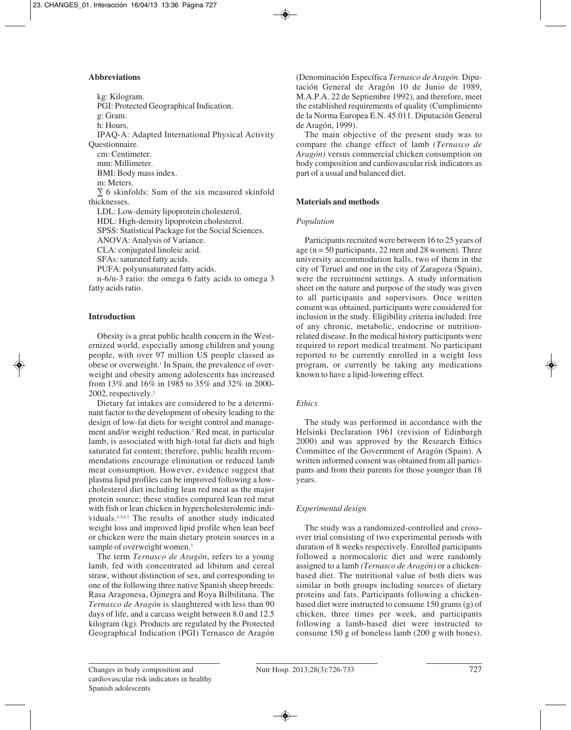## Abbreviations

kg: Kilogram.
PGI: Protected Geographical Indication.
g: Gram.
h: Hours.
IPAQ-A: Adapted International Physical Activity Questionnaire.
cm: Centimeter.
mm: Millimeter.
BMI: Body mass index.
m: Meters.
∑ 6 skinfolds: Sum of the six measured skinfold thicknesses.
LDL: Low-density lipoprotein cholesterol.
HDL: High-density lipoprotein cholesterol.
SPSS: Statistical Package for the Social Sciences.
ANOVA: Analysis of Variance.
CLA: conjugated linoleic acid.
SFAs: saturated fatty acids.
PUFA: polyunsaturated fatty acids.
n-6/n-3 ratio: the omega 6 fatty acids to omega 3 fatty acids ratio.

## Introduction

Obesity is a great public health concern in the Westernized world, especially among children and young people, with over 97 million US people classed as obese or overweight.[1] In Spain, the prevalence of overweight and obesity among adolescents has increased from 13% and 16% in 1985 to 35% and 32% in 2000-2002, respectively.[2]

Dietary fat intakes are considered to be a determinant factor to the development of obesity leading to the design of low-fat diets for weight control and management and/or weight reduction.[3] Red meat, in particular lamb, is associated with high-total fat diets and high saturated fat content; therefore, public health recommendations encourage elimination or reduced lamb meat consumption. However, evidence suggest that plasma lipid profiles can be improved following a low-cholesterol diet including lean red meat as the major protein source; these studies compared lean red meat with fish or lean chicken in hypercholesterolemic individuals.[4,5,6,7] The results of another study indicated weight loss and improved lipid profile when lean beef or chicken were the main dietary protein sources in a sample of overweight women.[3]

The term *Ternasco de Aragón*, refers to a young lamb, fed with concentrated ad libitum and cereal straw, without distinction of sex, and corresponding to one of the following three native Spanish sheep breeds: Rasa Aragonesa, Ojinegra and Roya Bilbilitana. The *Ternasco de Aragón* is slaughtered with less than 90 days of life, and a carcass weight between 8.0 and 12.5 kilogram (kg). Products are regulated by the Protected Geographical Indication (PGI) Ternasco de Aragón (Denominación Específica *Ternasco de Aragón*. Diputación General de Aragón 10 de Junio de 1989, M.A.P.A. 22 de Septiembre 1992), and therefore, meet the established requirements of quality (Cumplimiento de la Norma Europea E.N. 45.011. Diputación General de Aragón, 1999).

The main objective of the present study was to compare the change effect of lamb *(Ternasco de Aragón)* versus commercial chicken consumption on body composition and cardiovascular risk indicators as part of a usual and balanced diet.

## Materials and methods

### *Population*

Participants recruited were between 16 to 25 years of age (n = 50 participants, 22 men and 28 women). Three university accommodation halls, two of them in the city of Teruel and one in the city of Zaragoza (Spain), were the recruitment settings. A study information sheet on the nature and purpose of the study was given to all participants and supervisors. Once written consent was obtained, participants were considered for inclusion in the study. Eligibility criteria included: free of any chronic, metabolic, endocrine or nutrition-related disease. In the medical history participants were required to report medical treatment. No participant reported to be currently enrolled in a weight loss program, or currently be taking any medications known to have a lipid-lowering effect.

### *Ethics*

The study was performed in accordance with the Helsinki Declaration 1961 (revision of Edinburgh 2000) and was approved by the Research Ethics Committee of the Government of Aragón (Spain). A written informed consent was obtained from all participants and from their parents for those younger than 18 years.

### *Experimental design*

The study was a randomized-controlled and cross-over trial consisting of two experimental periods with duration of 8 weeks respectively. Enrolled participants followed a normocaloric diet and were randomly assigned to a lamb *(Ternasco de Aragón)* or a chicken-based diet. The nutritional value of both diets was similar in both groups including sources of dietary proteins and fats. Participants following a chicken-based diet were instructed to consume 150 grams (g) of chicken, three times per week, and participants following a lamb-based diet were instructed to consume 150 g of boneless lamb (200 g with bones).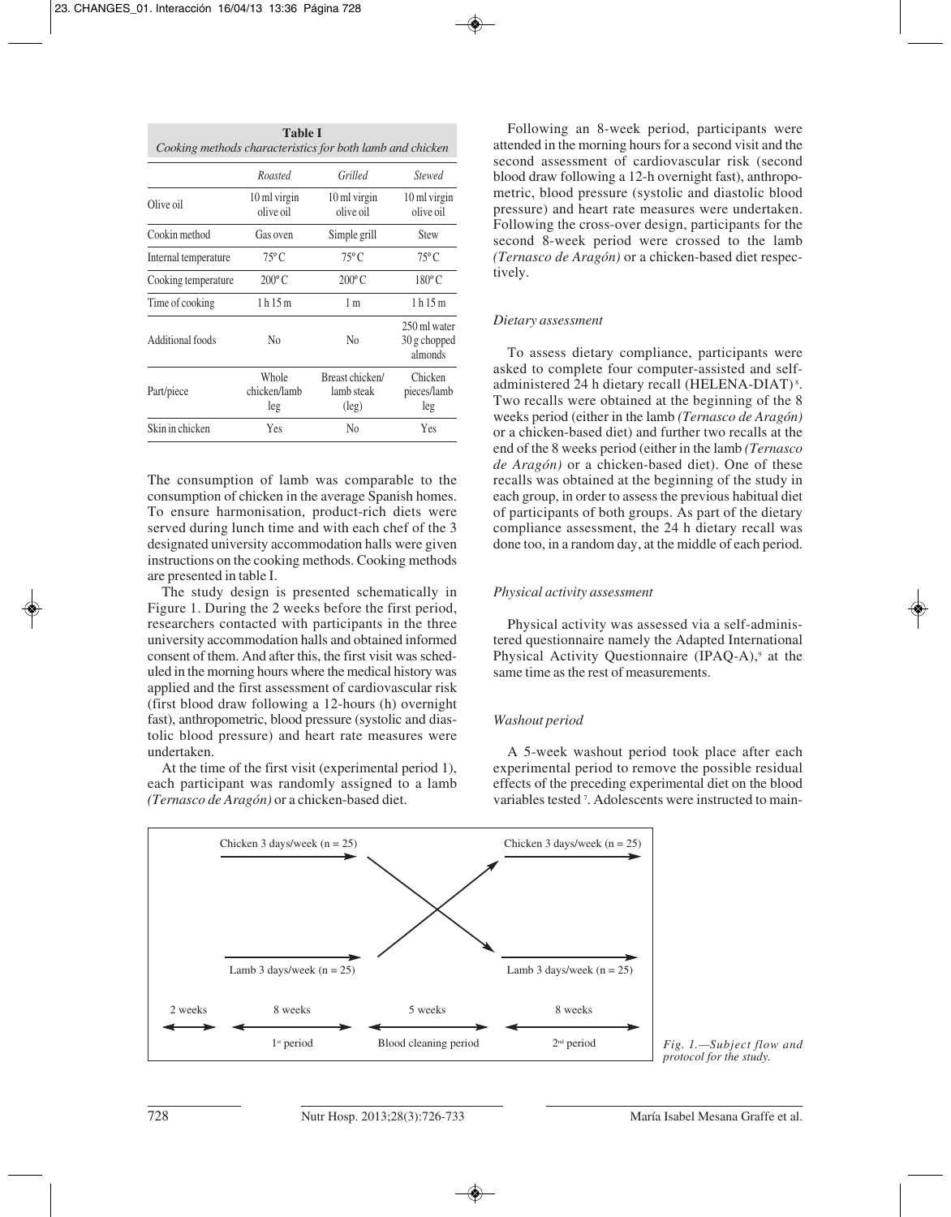**Table I**
*Cooking methods characteristics for both lamb and chicken*

| | *Roasted* | *Grilled* | *Stewed* |
|---|---|---|---|
| Olive oil | 10 ml virgin olive oil | 10 ml virgin olive oil | 10 ml virgin olive oil |
| Cookin method | Gas oven | Simple grill | Stew |
| Internal temperature | 75º C | 75º C | 75º C |
| Cooking temperature | 200º C | 200º C | 180º C |
| Time of cooking | 1 h 15 m | 1 m | 1 h 15 m |
| Additional foods | No | No | 250 ml water 30 g chopped almonds |
| Part/piece | Whole chicken/lamb leg | Breast chicken/ lamb steak (leg) | Chicken pieces/lamb leg |
| Skin in chicken | Yes | No | Yes |

The consumption of lamb was comparable to the consumption of chicken in the average Spanish homes. To ensure harmonisation, product-rich diets were served during lunch time and with each chef of the 3 designated university accommodation halls were given instructions on the cooking methods. Cooking methods are presented in table I.

The study design is presented schematically in Figure 1. During the 2 weeks before the first period, researchers contacted with participants in the three university accommodation halls and obtained informed consent of them. And after this, the first visit was scheduled in the morning hours where the medical history was applied and the first assessment of cardiovascular risk (first blood draw following a 12-hours (h) overnight fast), anthropometric, blood pressure (systolic and diastolic blood pressure) and heart rate measures were undertaken.

At the time of the first visit (experimental period 1), each participant was randomly assigned to a lamb *(Ternasco de Aragón)* or a chicken-based diet.

Following an 8-week period, participants were attended in the morning hours for a second visit and the second assessment of cardiovascular risk (second blood draw following a 12-h overnight fast), anthropometric, blood pressure (systolic and diastolic blood pressure) and heart rate measures were undertaken. Following the cross-over design, participants for the second 8-week period were crossed to the lamb *(Ternasco de Aragón)* or a chicken-based diet respectively.

### *Dietary assessment*

To assess dietary compliance, participants were asked to complete four computer-assisted and self-administered 24 h dietary recall (HELENA-DIAT)[8]. Two recalls were obtained at the beginning of the 8 weeks period (either in the lamb *(Ternasco de Aragón)* or a chicken-based diet) and further two recalls at the end of the 8 weeks period (either in the lamb *(Ternasco de Aragón)* or a chicken-based diet). One of these recalls was obtained at the beginning of the study in each group, in order to assess the previous habitual diet of participants of both groups. As part of the dietary compliance assessment, the 24 h dietary recall was done too, in a random day, at the middle of each period.

### *Physical activity assessment*

Physical activity was assessed via a self-administered questionnaire namely the Adapted International Physical Activity Questionnaire (IPAQ-A),[9] at the same time as the rest of measurements.

### *Washout period*

A 5-week washout period took place after each experimental period to remove the possible residual effects of the preceding experimental diet on the blood variables tested[7]. Adolescents were instructed to main-

Chicken 3 days/week (n = 25) → Chicken 3 days/week (n = 25)

Lamb 3 days/week (n = 25) → Lamb 3 days/week (n = 25)

2 weeks | 8 weeks (1st period) | 5 weeks (Blood cleaning period) | 8 weeks (2nd period)

*Fig. 1.—Subject flow and protocol for the study.*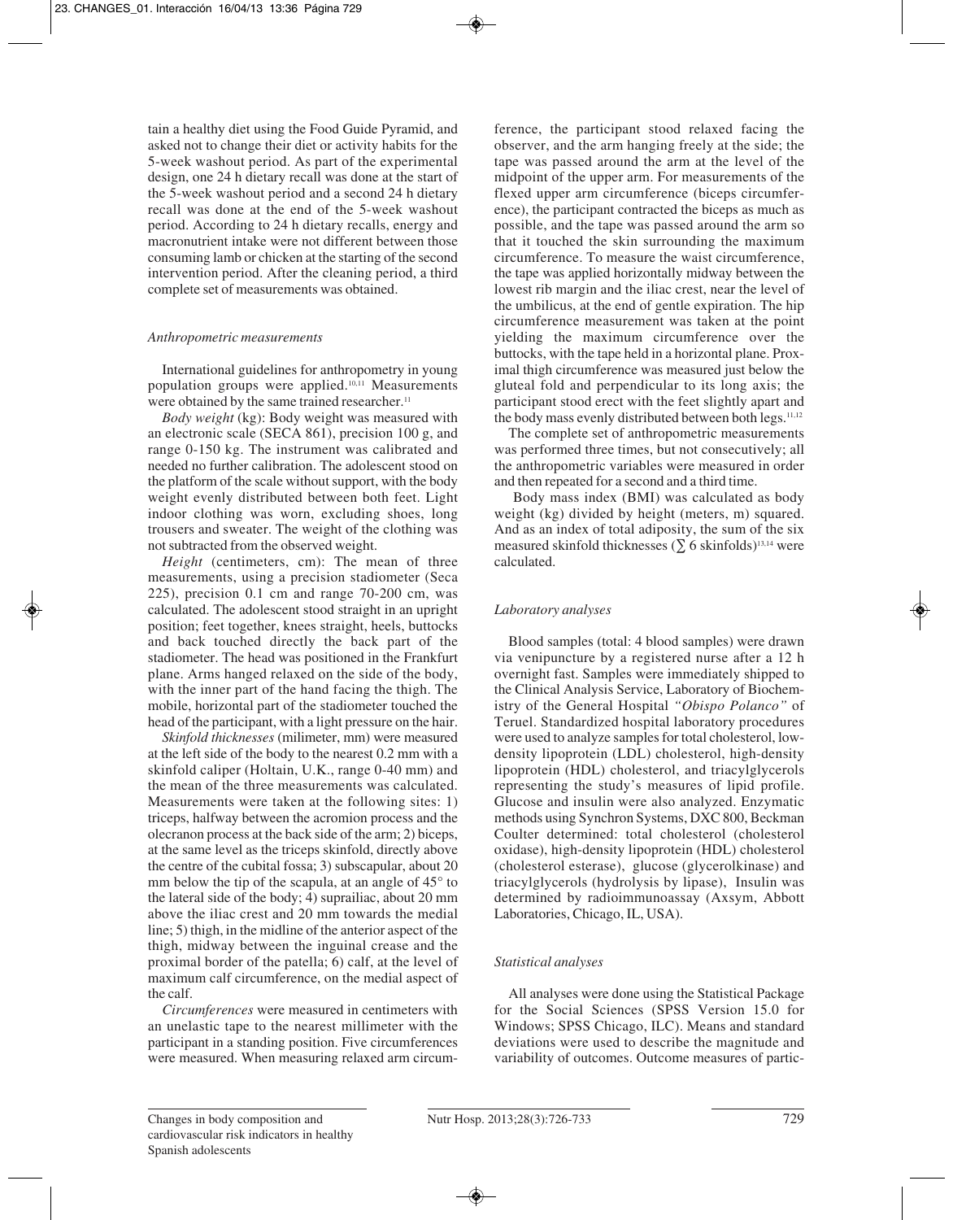tain a healthy diet using the Food Guide Pyramid, and asked not to change their diet or activity habits for the 5-week washout period. As part of the experimental design, one 24 h dietary recall was done at the start of the 5-week washout period and a second 24 h dietary recall was done at the end of the 5-week washout period. According to 24 h dietary recalls, energy and macronutrient intake were not different between those consuming lamb or chicken at the starting of the second intervention period. After the cleaning period, a third complete set of measurements was obtained.

### *Anthropometric measurements*

International guidelines for anthropometry in young population groups were applied.[10,11] Measurements were obtained by the same trained researcher.[11]

*Body weight* (kg): Body weight was measured with an electronic scale (SECA 861), precision 100 g, and range 0-150 kg. The instrument was calibrated and needed no further calibration. The adolescent stood on the platform of the scale without support, with the body weight evenly distributed between both feet. Light indoor clothing was worn, excluding shoes, long trousers and sweater. The weight of the clothing was not subtracted from the observed weight.

*Height* (centimeters, cm): The mean of three measurements, using a precision stadiometer (Seca 225), precision 0.1 cm and range 70-200 cm, was calculated. The adolescent stood straight in an upright position; feet together, knees straight, heels, buttocks and back touched directly the back part of the stadiometer. The head was positioned in the Frankfurt plane. Arms hanged relaxed on the side of the body, with the inner part of the hand facing the thigh. The mobile, horizontal part of the stadiometer touched the head of the participant, with a light pressure on the hair.

*Skinfold thicknesses* (milimeter, mm) were measured at the left side of the body to the nearest 0.2 mm with a skinfold caliper (Holtain, U.K., range 0-40 mm) and the mean of the three measurements was calculated. Measurements were taken at the following sites: 1) triceps, halfway between the acromion process and the olecranon process at the back side of the arm; 2) biceps, at the same level as the triceps skinfold, directly above the centre of the cubital fossa; 3) subscapular, about 20 mm below the tip of the scapula, at an angle of 45° to the lateral side of the body; 4) suprailiac, about 20 mm above the iliac crest and 20 mm towards the medial line; 5) thigh, in the midline of the anterior aspect of the thigh, midway between the inguinal crease and the proximal border of the patella; 6) calf, at the level of maximum calf circumference, on the medial aspect of the calf.

*Circumferences* were measured in centimeters with an unelastic tape to the nearest millimeter with the participant in a standing position. Five circumferences were measured. When measuring relaxed arm circumference, the participant stood relaxed facing the observer, and the arm hanging freely at the side; the tape was passed around the arm at the level of the midpoint of the upper arm. For measurements of the flexed upper arm circumference (biceps circumference), the participant contracted the biceps as much as possible, and the tape was passed around the arm so that it touched the skin surrounding the maximum circumference. To measure the waist circumference, the tape was applied horizontally midway between the lowest rib margin and the iliac crest, near the level of the umbilicus, at the end of gentle expiration. The hip circumference measurement was taken at the point yielding the maximum circumference over the buttocks, with the tape held in a horizontal plane. Proximal thigh circumference was measured just below the gluteal fold and perpendicular to its long axis; the participant stood erect with the feet slightly apart and the body mass evenly distributed between both legs.[11,12]

The complete set of anthropometric measurements was performed three times, but not consecutively; all the anthropometric variables were measured in order and then repeated for a second and a third time.

Body mass index (BMI) was calculated as body weight (kg) divided by height (meters, m) squared. And as an index of total adiposity, the sum of the six measured skinfold thicknesses ($\sum$ 6 skinfolds)[13,14] were calculated.

### *Laboratory analyses*

Blood samples (total: 4 blood samples) were drawn via venipuncture by a registered nurse after a 12 h overnight fast. Samples were immediately shipped to the Clinical Analysis Service, Laboratory of Biochemistry of the General Hospital *"Obispo Polanco"* of Teruel. Standardized hospital laboratory procedures were used to analyze samples for total cholesterol, low-density lipoprotein (LDL) cholesterol, high-density lipoprotein (HDL) cholesterol, and triacylglycerols representing the study's measures of lipid profile. Glucose and insulin were also analyzed. Enzymatic methods using Synchron Systems, DXC 800, Beckman Coulter determined: total cholesterol (cholesterol oxidase), high-density lipoprotein (HDL) cholesterol (cholesterol esterase), glucose (glycerolkinase) and triacylglycerols (hydrolysis by lipase), Insulin was determined by radioimmunoassay (Axsym, Abbott Laboratories, Chicago, IL, USA).

### *Statistical analyses*

All analyses were done using the Statistical Package for the Social Sciences (SPSS Version 15.0 for Windows; SPSS Chicago, ILC). Means and standard deviations were used to describe the magnitude and variability of outcomes. Outcome measures of partic-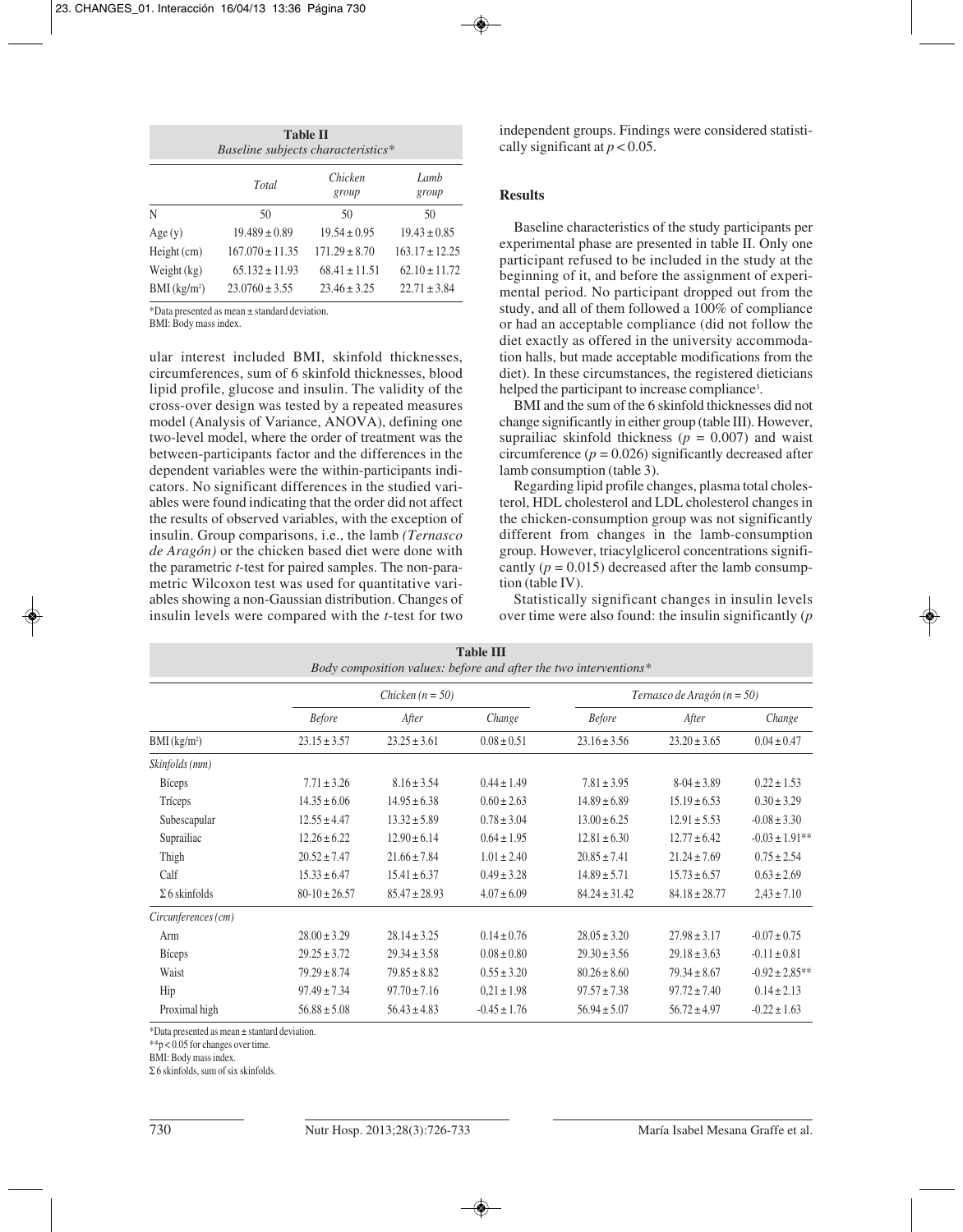**Table II**
*Baseline subjects characteristics**

| | *Total* | *Chicken group* | *Lamb group* |
|---|---|---|---|
| N | 50 | 50 | 50 |
| Age (y) | 19.489 ± 0.89 | 19.54 ± 0.95 | 19.43 ± 0.85 |
| Height (cm) | 167.070 ± 11.35 | 171.29 ± 8.70 | 163.17 ± 12.25 |
| Weight (kg) | 65.132 ± 11.93 | 68.41 ± 11.51 | 62.10 ± 11.72 |
| BMI (kg/m²) | 23.0760 ± 3.55 | 23.46 ± 3.25 | 22.71 ± 3.84 |

*Data presented as mean ± standard deviation.
BMI: Body mass index.

ular interest included BMI, skinfold thicknesses, circumferences, sum of 6 skinfold thicknesses, blood lipid profile, glucose and insulin. The validity of the cross-over design was tested by a repeated measures model (Analysis of Variance, ANOVA), defining one two-level model, where the order of treatment was the between-participants factor and the differences in the dependent variables were the within-participants indicators. No significant differences in the studied variables were found indicating that the order did not affect the results of observed variables, with the exception of insulin. Group comparisons, i.e., the lamb *(Ternasco de Aragón)* or the chicken based diet were done with the parametric *t*-test for paired samples. The non-parametric Wilcoxon test was used for quantitative variables showing a non-Gaussian distribution. Changes of insulin levels were compared with the *t*-test for two independent groups. Findings were considered statistically significant at $p < 0.05$.

## Results

Baseline characteristics of the study participants per experimental phase are presented in table II. Only one participant refused to be included in the study at the beginning of it, and before the assignment of experimental period. No participant dropped out from the study, and all of them followed a 100% of compliance or had an acceptable compliance (did not follow the diet exactly as offered in the university accommodation halls, but made acceptable modifications from the diet). In these circumstances, the registered dieticians helped the participant to increase compliance[3].

BMI and the sum of the 6 skinfold thicknesses did not change significantly in either group (table III). However, suprailiac skinfold thickness ($p = 0.007$) and waist circumference ($p = 0.026$) significantly decreased after lamb consumption (table 3).

Regarding lipid profile changes, plasma total cholesterol, HDL cholesterol and LDL cholesterol changes in the chicken-consumption group was not significantly different from changes in the lamb-consumption group. However, triacylglicerol concentrations significantly ($p = 0.015$) decreased after the lamb consumption (table IV).

Statistically significant changes in insulin levels over time were also found: the insulin significantly (*p*

**Table III**
*Body composition values: before and after the two interventions**

| | *Chicken (n = 50)* | | | *Ternasco de Aragón (n = 50)* | | |
|---|---|---|---|---|---|---|
| | *Before* | *After* | *Change* | *Before* | *After* | *Change* |
| BMI (kg/m²) | 23.15 ± 3.57 | 23.25 ± 3.61 | 0.08 ± 0.51 | 23.16 ± 3.56 | 23.20 ± 3.65 | 0.04 ± 0.47 |
| *Skinfolds (mm)* | | | | | | |
| Bíceps | 7.71 ± 3.26 | 8.16 ± 3.54 | 0.44 ± 1.49 | 7.81 ± 3.95 | 8-04 ± 3.89 | 0.22 ± 1.53 |
| Tríceps | 14.35 ± 6.06 | 14.95 ± 6.38 | 0.60 ± 2.63 | 14.89 ± 6.89 | 15.19 ± 6.53 | 0.30 ± 3.29 |
| Subescapular | 12.55 ± 4.47 | 13.32 ± 5.89 | 0.78 ± 3.04 | 13.00 ± 6.25 | 12.91 ± 5.53 | -0.08 ± 3.30 |
| Suprailiac | 12.26 ± 6.22 | 12.90 ± 6.14 | 0.64 ± 1.95 | 12.81 ± 6.30 | 12.77 ± 6.42 | -0.03 ± 1.91** |
| Thigh | 20.52 ± 7.47 | 21.66 ± 7.84 | 1.01 ± 2.40 | 20.85 ± 7.41 | 21.24 ± 7.69 | 0.75 ± 2.54 |
| Calf | 15.33 ± 6.47 | 15.41 ± 6.37 | 0.49 ± 3.28 | 14.89 ± 5.71 | 15.73 ± 6.57 | 0.63 ± 2.69 |
| Σ 6 skinfolds | 80-10 ± 26.57 | 85.47 ± 28.93 | 4.07 ± 6.09 | 84.24 ± 31.42 | 84.18 ± 28.77 | 2,43 ± 7.10 |
| *Circumferences (cm)* | | | | | | |
| Arm | 28.00 ± 3.29 | 28.14 ± 3.25 | 0.14 ± 0.76 | 28.05 ± 3.20 | 27.98 ± 3.17 | -0.07 ± 0.75 |
| Bíceps | 29.25 ± 3.72 | 29.34 ± 3.58 | 0.08 ± 0.80 | 29.30 ± 3.56 | 29.18 ± 3.63 | -0.11 ± 0.81 |
| Waist | 79.29 ± 8.74 | 79.85 ± 8.82 | 0.55 ± 3.20 | 80.26 ± 8.60 | 79.34 ± 8.67 | -0.92 ± 2,85** |
| Hip | 97.49 ± 7.34 | 97.70 ± 7.16 | 0,21 ± 1.98 | 97.57 ± 7.38 | 97.72 ± 7.40 | 0.14 ± 2.13 |
| Proximal high | 56.88 ± 5.08 | 56.43 ± 4.83 | -0.45 ± 1.76 | 56.94 ± 5.07 | 56.72 ± 4.97 | -0.22 ± 1.63 |

*Data presented as mean ± stantard deviation.
**p < 0.05 for changes over time.
BMI: Body mass index.
Σ 6 skinfolds, sum of six skinfolds.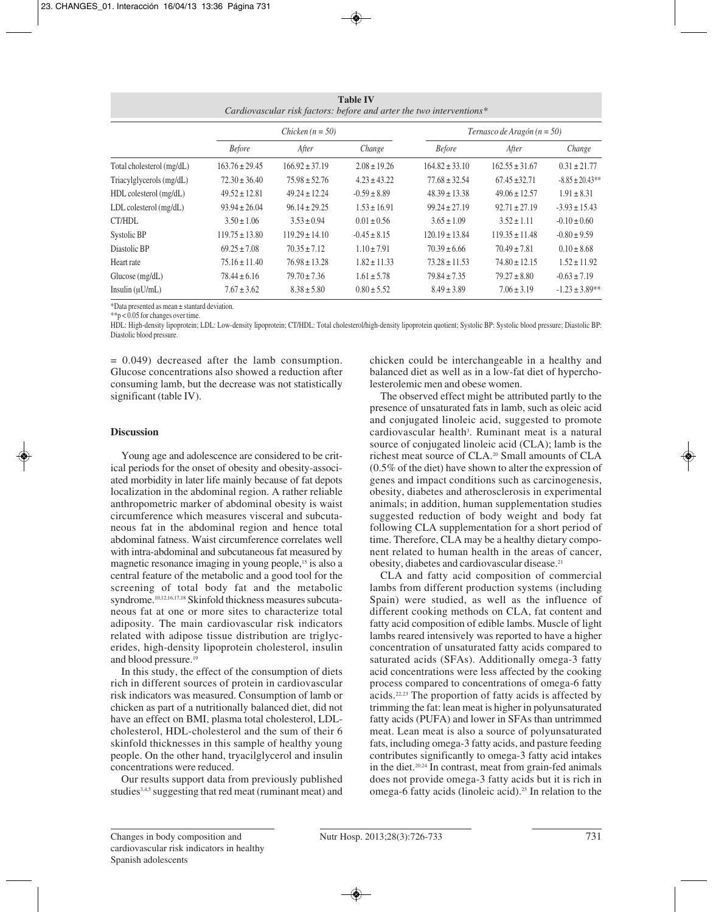**Table IV**
*Cardiovascular risk factors: before and arter the two interventions\**

| | *Chicken (n = 50)* | | | *Ternasco de Aragón (n = 50)* | | |
|---|---|---|---|---|---|---|
| | *Before* | *After* | *Change* | *Before* | *After* | *Change* |
| Total cholesterol (mg/dL) | 163.76 ± 29.45 | 166.92 ± 37.19 | 2.08 ± 19.26 | 164.82 ± 33.10 | 162.55 ± 31.67 | 0.31 ± 21.77 |
| Triacylglycerols (mg/dL) | 72.30 ± 36.40 | 75.98 ± 52.76 | 4.23 ± 43.22 | 77.68 ± 32.54 | 67.45 ±32.71 | -8.85 ± 20.43** |
| HDL colesterol (mg/dL) | 49.52 ± 12.81 | 49.24 ± 12.24 | -0.59 ± 8.89 | 48.39 ± 13.38 | 49.06 ± 12.57 | 1.91 ± 8.31 |
| LDL colesterol (mg/dL) | 93.94 ± 26.04 | 96.14 ± 29.25 | 1.53 ± 16.91 | 99.24 ± 27.19 | 92.71 ± 27.19 | -3.93 ± 15.43 |
| CT/HDL | 3.50 ± 1.06 | 3.53 ± 0.94 | 0.01 ± 0.56 | 3.65 ± 1.09 | 3.52 ± 1.11 | -0.10 ± 0.60 |
| Systolic BP | 119.75 ± 13.80 | 119.29 ± 14.10 | -0.45 ± 8.15 | 120.19 ± 13.84 | 119.35 ± 11.48 | -0.80 ± 9.59 |
| Diastolic BP | 69.25 ± 7.08 | 70.35 ± 7.12 | 1.10 ± 7.91 | 70.39 ± 6.66 | 70.49 ± 7.81 | 0.10 ± 8.68 |
| Heart rate | 75.16 ± 11.40 | 76.98 ± 13.28 | 1.82 ± 11.33 | 73.28 ± 11.53 | 74.80 ± 12.15 | 1.52 ± 11.92 |
| Glucose (mg/dL) | 78.44 ± 6.16 | 79.70 ± 7.36 | 1.61 ± 5.78 | 79.84 ± 7.35 | 79.27 ± 8.80 | -0.63 ± 7.19 |
| Insulin (μU/mL) | 7.67 ± 3.62 | 8.38 ± 5.80 | 0.80 ± 5.52 | 8.49 ± 3.89 | 7.06 ± 3.19 | -1.23 ± 3.89** |

\*Data presented as mean ± stantard deviation.
\*\*$p < 0.05$ for changes over time.
HDL: High-density lipoprotein; LDL: Low-density lipoprotein; CT/HDL: Total cholesterol/high-density lipoprotein quotient; Systolic BP: Systolic blood pressure; Diastolic BP: Diastolic blood pressure.

= 0.049) decreased after the lamb consumption. Glucose concentrations also showed a reduction after consuming lamb, but the decrease was not statistically significant (table IV).

## Discussion

Young age and adolescence are considered to be critical periods for the onset of obesity and obesity-associated morbidity in later life mainly because of fat depots localization in the abdominal region. A rather reliable anthropometric marker of abdominal obesity is waist circumference which measures visceral and subcutaneous fat in the abdominal region and hence total abdominal fatness. Waist circumference correlates well with intra-abdominal and subcutaneous fat measured by magnetic resonance imaging in young people,[15] is also a central feature of the metabolic and a good tool for the screening of total body fat and the metabolic syndrome.[10,12,16,17,18] Skinfold thickness measures subcutaneous fat at one or more sites to characterize total adiposity. The main cardiovascular risk indicators related with adipose tissue distribution are triglycerides, high-density lipoprotein cholesterol, insulin and blood pressure.[19]

In this study, the effect of the consumption of diets rich in different sources of protein in cardiovascular risk indicators was measured. Consumption of lamb or chicken as part of a nutritionally balanced diet, did not have an effect on BMI, plasma total cholesterol, LDL-cholesterol, HDL-cholesterol and the sum of their 6 skinfold thicknesses in this sample of healthy young people. On the other hand, tryacilglycerol and insulin concentrations were reduced.

Our results support data from previously published studies[3,4,5] suggesting that red meat (ruminant meat) and chicken could be interchangeable in a healthy and balanced diet as well as in a low-fat diet of hypercholesterolemic men and obese women.

The observed effect might be attributed partly to the presence of unsaturated fats in lamb, such as oleic acid and conjugated linoleic acid, suggested to promote cardiovascular health[3]. Ruminant meat is a natural source of conjugated linoleic acid (CLA); lamb is the richest meat source of CLA.[20] Small amounts of CLA (0.5% of the diet) have shown to alter the expression of genes and impact conditions such as carcinogenesis, obesity, diabetes and atherosclerosis in experimental animals; in addition, human supplementation studies suggested reduction of body weight and body fat following CLA supplementation for a short period of time. Therefore, CLA may be a healthy dietary component related to human health in the areas of cancer, obesity, diabetes and cardiovascular disease.[21]

CLA and fatty acid composition of commercial lambs from different production systems (including Spain) were studied, as well as the influence of different cooking methods on CLA, fat content and fatty acid composition of edible lambs. Muscle of light lambs reared intensively was reported to have a higher concentration of unsaturated fatty acids compared to saturated acids (SFAs). Additionally omega-3 fatty acid concentrations were less affected by the cooking process compared to concentrations of omega-6 fatty acids.[22,23] The proportion of fatty acids is affected by trimming the fat: lean meat is higher in polyunsaturated fatty acids (PUFA) and lower in SFAs than untrimmed meat. Lean meat is also a source of polyunsaturated fats, including omega-3 fatty acids, and pasture feeding contributes significantly to omega-3 fatty acid intakes in the diet.[20,24] In contrast, meat from grain-fed animals does not provide omega-3 fatty acids but it is rich in omega-6 fatty acids (linoleic acid).[25] In relation to the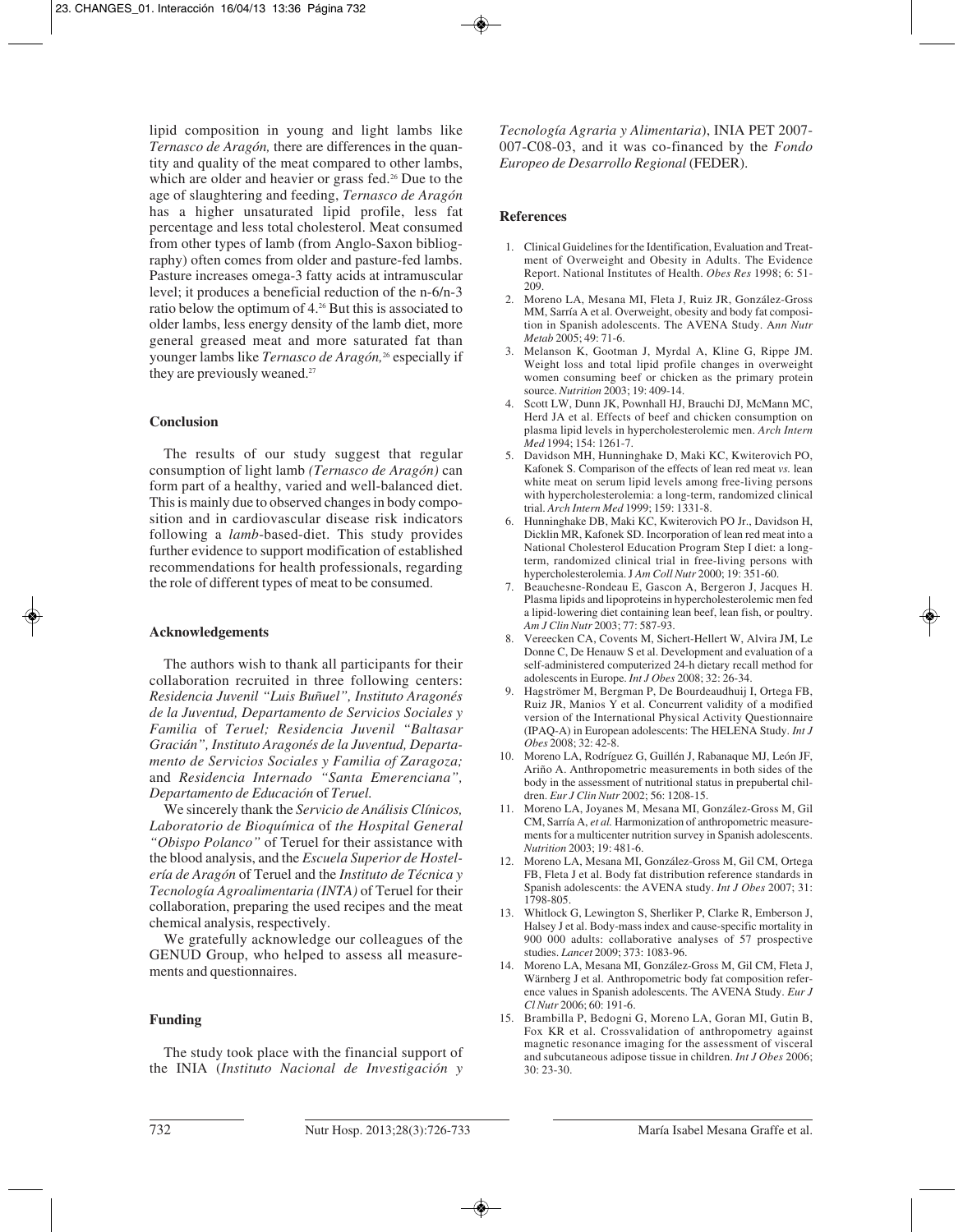lipid composition in young and light lambs like *Ternasco de Aragón,* there are differences in the quantity and quality of the meat compared to other lambs, which are older and heavier or grass fed.[26] Due to the age of slaughtering and feeding, *Ternasco de Aragón* has a higher unsaturated lipid profile, less fat percentage and less total cholesterol. Meat consumed from other types of lamb (from Anglo-Saxon bibliography) often comes from older and pasture-fed lambs. Pasture increases omega-3 fatty acids at intramuscular level; it produces a beneficial reduction of the n-6/n-3 ratio below the optimum of 4.[26] But this is associated to older lambs, less energy density of the lamb diet, more general greased meat and more saturated fat than younger lambs like *Ternasco de Aragón,*[26] especially if they are previously weaned.[27]

## Conclusion

The results of our study suggest that regular consumption of light lamb *(Ternasco de Aragón)* can form part of a healthy, varied and well-balanced diet. This is mainly due to observed changes in body composition and in cardiovascular disease risk indicators following a *lamb*-based-diet. This study provides further evidence to support modification of established recommendations for health professionals, regarding the role of different types of meat to be consumed.

## Acknowledgements

The authors wish to thank all participants for their collaboration recruited in three following centers: *Residencia Juvenil "Luis Buñuel", Instituto Aragonés de la Juventud, Departamento de Servicios Sociales y Familia* of *Teruel; Residencia Juvenil "Baltasar Gracián", Instituto Aragonés de la Juventud, Departamento de Servicios Sociales y Familia of Zaragoza;* and *Residencia Internado "Santa Emerenciana", Departamento de Educación* of *Teruel.*

We sincerely thank the *Servicio de Análisis Clínicos, Laboratorio de Bioquímica* of *the Hospital General "Obispo Polanco"* of Teruel for their assistance with the blood analysis, and the *Escuela Superior de Hostelería de Aragón* of Teruel and the *Instituto de Técnica y Tecnología Agroalimentaria (INTA)* of Teruel for their collaboration, preparing the used recipes and the meat chemical analysis, respectively.

We gratefully acknowledge our colleagues of the GENUD Group, who helped to assess all measurements and questionnaires.

## Funding

The study took place with the financial support of the INIA (*Instituto Nacional de Investigación y Tecnología Agraria y Alimentaria*), INIA PET 2007-007-C08-03, and it was co-financed by the *Fondo Europeo de Desarrollo Regional* (FEDER).

## References

1. Clinical Guidelines for the Identification, Evaluation and Treatment of Overweight and Obesity in Adults. The Evidence Report. National Institutes of Health. *Obes Res* 1998; 6: 51-209.
2. Moreno LA, Mesana MI, Fleta J, Ruiz JR, González-Gross MM, Sarría A et al. Overweight, obesity and body fat composition in Spanish adolescents. The AVENA Study. *Ann Nutr Metab* 2005; 49: 71-6.
3. Melanson K, Gootman J, Myrdal A, Kline G, Rippe JM. Weight loss and total lipid profile changes in overweight women consuming beef or chicken as the primary protein source. *Nutrition* 2003; 19: 409-14.
4. Scott LW, Dunn JK, Pownhall HJ, Brauchi DJ, McMann MC, Herd JA et al. Effects of beef and chicken consumption on plasma lipid levels in hypercholesterolemic men. *Arch Intern Med* 1994; 154: 1261-7.
5. Davidson MH, Hunninghake D, Maki KC, Kwiterovich PO, Kafonek S. Comparison of the effects of lean red meat *vs.* lean white meat on serum lipid levels among free-living persons with hypercholesterolemia: a long-term, randomized clinical trial. *Arch Intern Med* 1999; 159: 1331-8.
6. Hunninghake DB, Maki KC, Kwiterovich PO Jr., Davidson H, Dicklin MR, Kafonek SD. Incorporation of lean red meat into a National Cholesterol Education Program Step I diet: a long-term, randomized clinical trial in free-living persons with hypercholesterolemia. J *Am Coll Nutr* 2000; 19: 351-60.
7. Beauchesne-Rondeau E, Gascon A, Bergeron J, Jacques H. Plasma lipids and lipoproteins in hypercholesterolemic men fed a lipid-lowering diet containing lean beef, lean fish, or poultry. *Am J Clin Nutr* 2003; 77: 587-93.
8. Vereecken CA, Covents M, Sichert-Hellert W, Alvira JM, Le Donne C, De Henauw S et al. Development and evaluation of a self-administered computerized 24-h dietary recall method for adolescents in Europe. *Int J Obes* 2008; 32: 26-34.
9. Hagströmer M, Bergman P, De Bourdeaudhuij I, Ortega FB, Ruiz JR, Manios Y et al. Concurrent validity of a modified version of the International Physical Activity Questionnaire (IPAQ-A) in European adolescents: The HELENA Study. *Int J Obes* 2008; 32: 42-8.
10. Moreno LA, Rodríguez G, Guillén J, Rabanaque MJ, León JF, Ariño A. Anthropometric measurements in both sides of the body in the assessment of nutritional status in prepubertal children. *Eur J Clin Nutr* 2002; 56: 1208-15.
11. Moreno LA, Joyanes M, Mesana MI, González-Gross M, Gil CM, Sarría A, *et al.* Harmonization of anthropometric measurements for a multicenter nutrition survey in Spanish adolescents. *Nutrition* 2003; 19: 481-6.
12. Moreno LA, Mesana MI, González-Gross M, Gil CM, Ortega FB, Fleta J et al. Body fat distribution reference standards in Spanish adolescents: the AVENA study. *Int J Obes* 2007; 31: 1798-805.
13. Whitlock G, Lewington S, Sherliker P, Clarke R, Emberson J, Halsey J et al. Body-mass index and cause-specific mortality in 900 000 adults: collaborative analyses of 57 prospective studies. *Lancet* 2009; 373: 1083-96.
14. Moreno LA, Mesana MI, González-Gross M, Gil CM, Fleta J, Wärnberg J et al. Anthropometric body fat composition reference values in Spanish adolescents. The AVENA Study. *Eur J Cl Nutr* 2006; 60: 191-6.
15. Brambilla P, Bedogni G, Moreno LA, Goran MI, Gutin B, Fox KR et al. Crossvalidation of anthropometry against magnetic resonance imaging for the assessment of visceral and subcutaneous adipose tissue in children. *Int J Obes* 2006; 30: 23-30.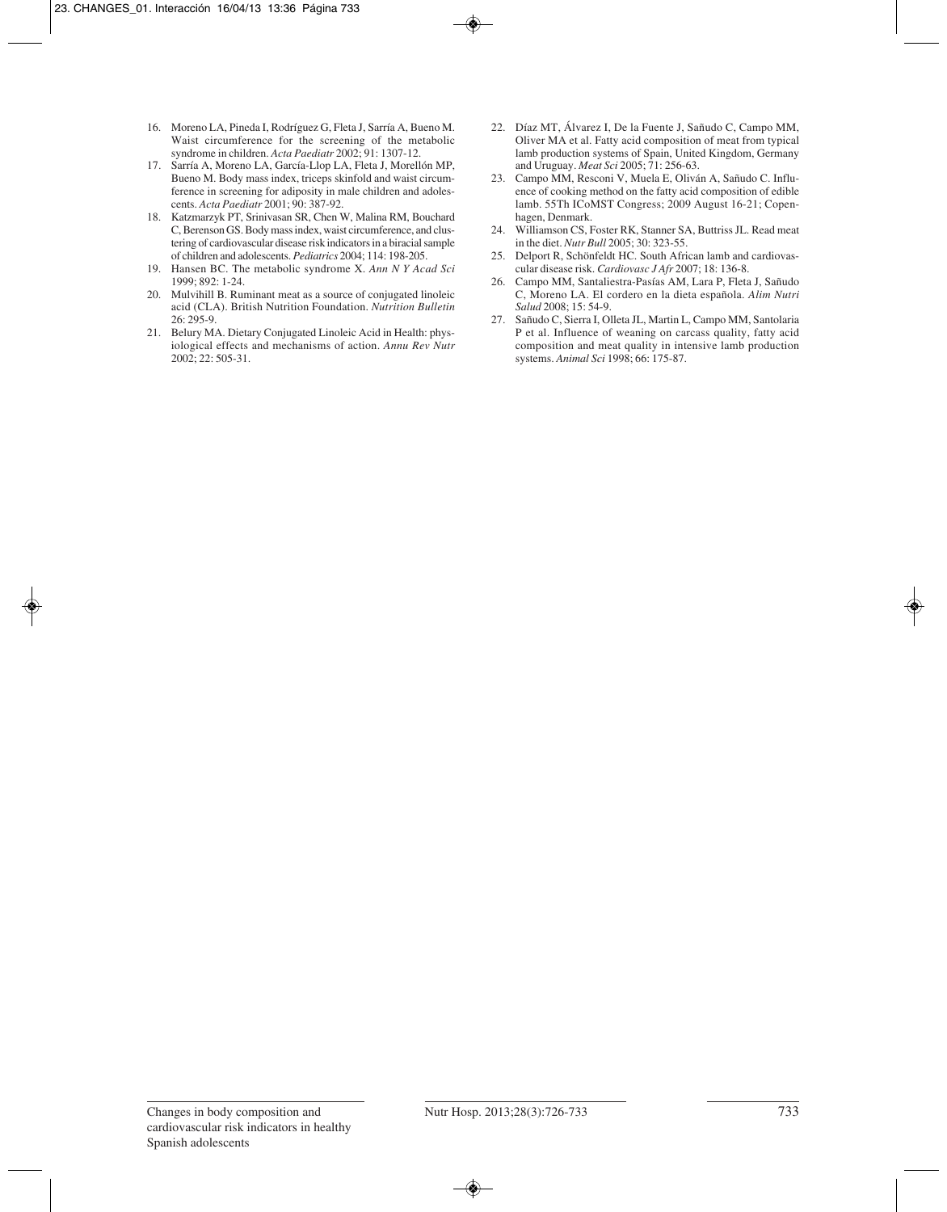16. Moreno LA, Pineda I, Rodríguez G, Fleta J, Sarría A, Bueno M. Waist circumference for the screening of the metabolic syndrome in children. *Acta Paediatr* 2002; 91: 1307-12.
17. Sarría A, Moreno LA, García-Llop LA, Fleta J, Morellón MP, Bueno M. Body mass index, triceps skinfold and waist circumference in screening for adiposity in male children and adolescents. *Acta Paediatr* 2001; 90: 387-92.
18. Katzmarzyk PT, Srinivasan SR, Chen W, Malina RM, Bouchard C, Berenson GS. Body mass index, waist circumference, and clustering of cardiovascular disease risk indicators in a biracial sample of children and adolescents. *Pediatrics* 2004; 114: 198-205.
19. Hansen BC. The metabolic syndrome X. *Ann N Y Acad Sci* 1999; 892: 1-24.
20. Mulvihill B. Ruminant meat as a source of conjugated linoleic acid (CLA). British Nutrition Foundation. *Nutrition Bulletin* 26: 295-9.
21. Belury MA. Dietary Conjugated Linoleic Acid in Health: physiological effects and mechanisms of action. *Annu Rev Nutr* 2002; 22: 505-31.
22. Díaz MT, Álvarez I, De la Fuente J, Sañudo C, Campo MM, Oliver MA et al. Fatty acid composition of meat from typical lamb production systems of Spain, United Kingdom, Germany and Uruguay. *Meat Sci* 2005; 71: 256-63.
23. Campo MM, Resconi V, Muela E, Oliván A, Sañudo C. Influence of cooking method on the fatty acid composition of edible lamb. 55Th ICoMST Congress; 2009 August 16-21; Copenhagen, Denmark.
24. Williamson CS, Foster RK, Stanner SA, Buttriss JL. Read meat in the diet. *Nutr Bull* 2005; 30: 323-55.
25. Delport R, Schönfeldt HC. South African lamb and cardiovascular disease risk. *Cardiovasc J Afr* 2007; 18: 136-8.
26. Campo MM, Santaliestra-Pasías AM, Lara P, Fleta J, Sañudo C, Moreno LA. El cordero en la dieta española. *Alim Nutri Salud* 2008; 15: 54-9.
27. Sañudo C, Sierra I, Olleta JL, Martin L, Campo MM, Santolaria P et al. Influence of weaning on carcass quality, fatty acid composition and meat quality in intensive lamb production systems. *Animal Sci* 1998; 66: 175-87.